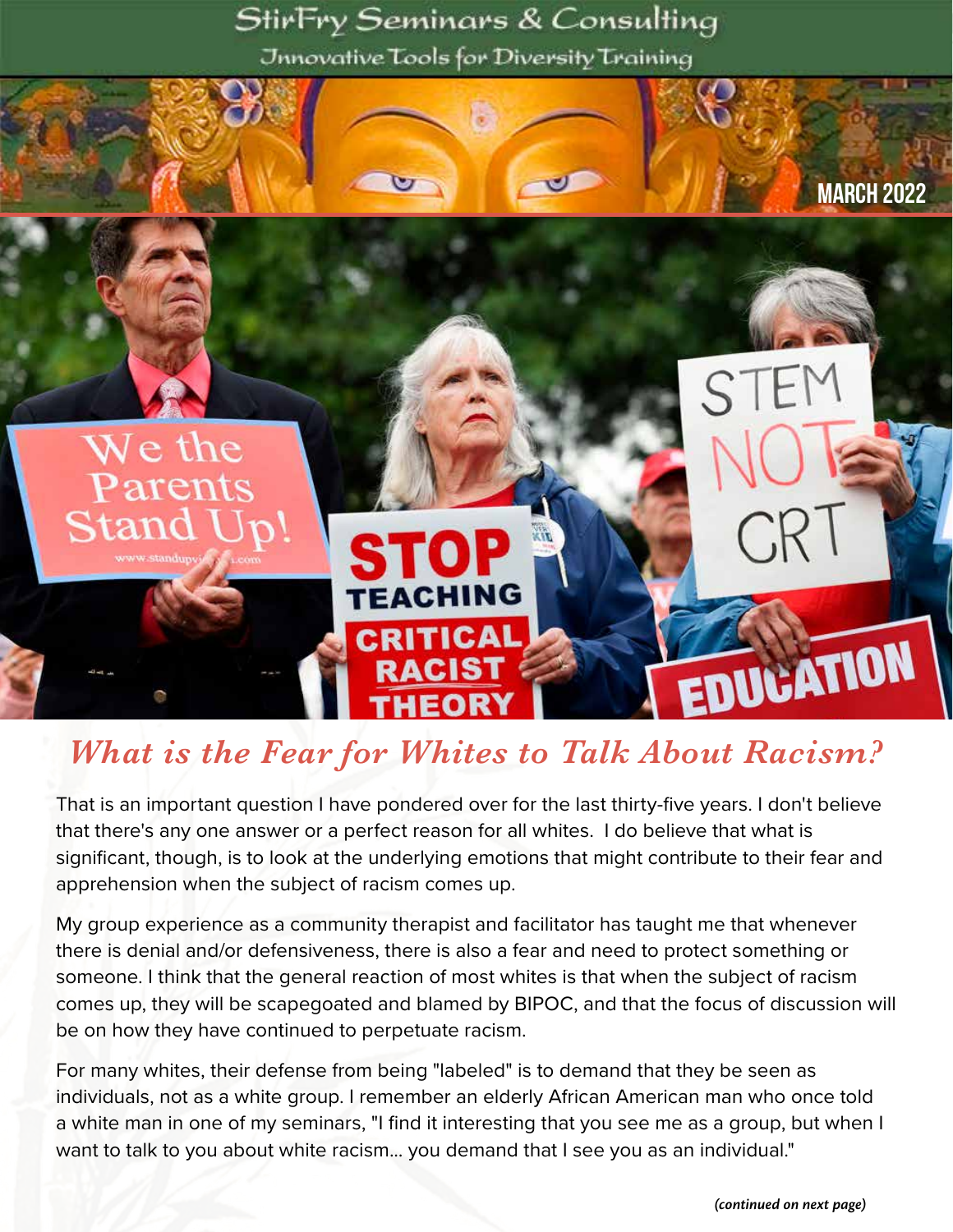# StirFry Seminars & Consulting

Innovative Tools for Diversity Training

MARCH 2022

## *What is the Fear for Whites to Talk About Racism?*

That is an important question I have pondered over for the last thirty-five years. I don't believe that there's any one answer or a perfect reason for all whites. I do believe that what is significant, though, is to look at the underlying emotions that might contribute to their fear and apprehension when the subject of racism comes up.

My group experience as a community therapist and facilitator has taught me that whenever there is denial and/or defensiveness, there is also a fear and need to protect something or someone. I think that the general reaction of most whites is that when the subject of racism comes up, they will be scapegoated and blamed by BIPOC, and that the focus of discussion will be on how they have continued to perpetuate racism.

For many whites, their defense from being "labeled" is to demand that they be seen as individuals, not as a white group. I remember an elderly African American man who once told a white man in one of my seminars, "I find it interesting that you see me as a group, but when I want to talk to you about white racism... you demand that I see you as an individual."

*(continued on next page)*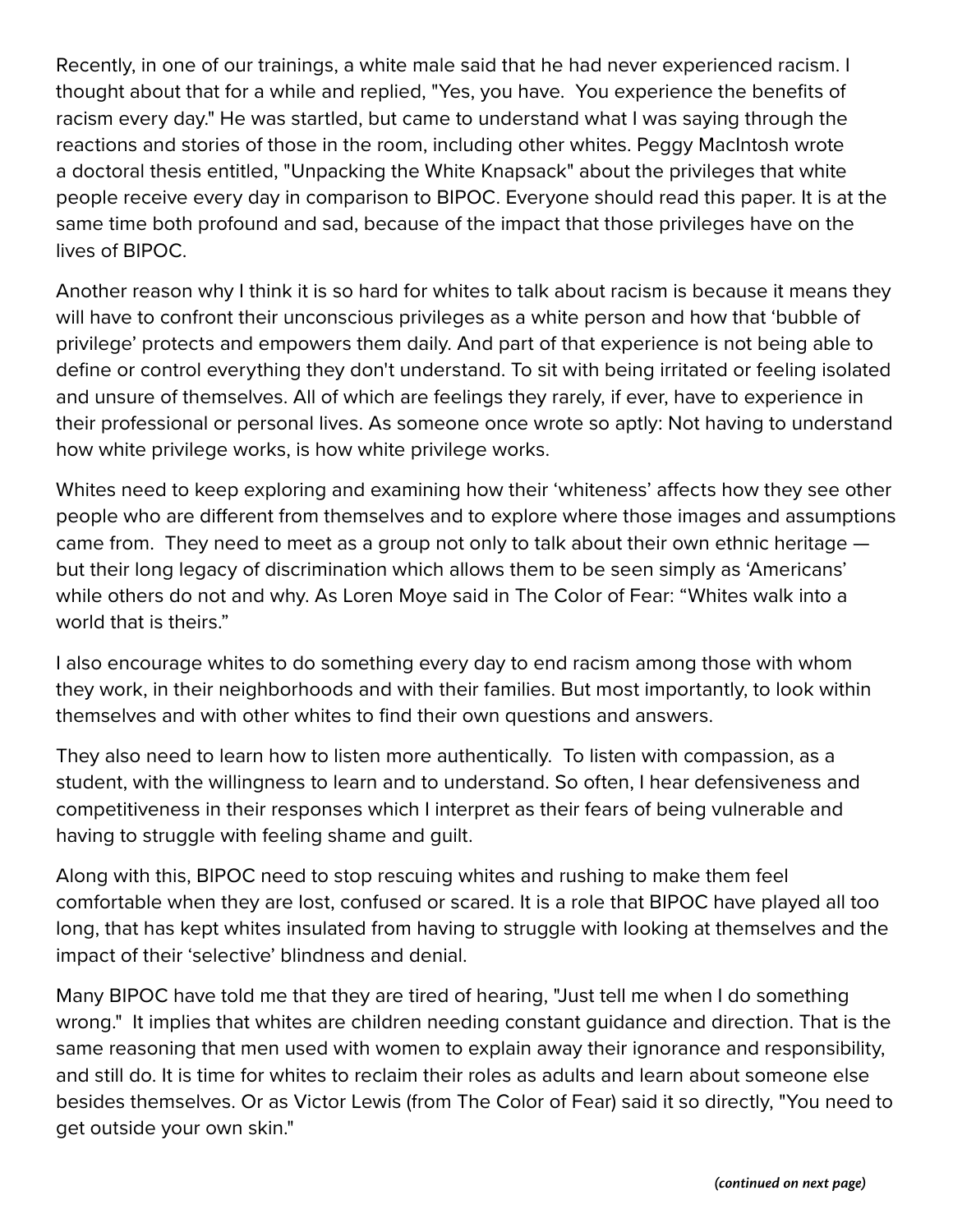Recently, in one of our trainings, a white male said that he had never experienced racism. I thought about that for a while and replied, "Yes, you have. You experience the benefits of racism every day." He was startled, but came to understand what I was saying through the reactions and stories of those in the room, including other whites. Peggy MacIntosh wrote a doctoral thesis entitled, "Unpacking the White Knapsack" about the privileges that white people receive every day in comparison to BIPOC. Everyone should read this paper. It is at the same time both profound and sad, because of the impact that those privileges have on the lives of BIPOC.

Another reason why I think it is so hard for whites to talk about racism is because it means they will have to confront their unconscious privileges as a white person and how that 'bubble of privilege' protects and empowers them daily. And part of that experience is not being able to define or control everything they don't understand. To sit with being irritated or feeling isolated and unsure of themselves. All of which are feelings they rarely, if ever, have to experience in their professional or personal lives. As someone once wrote so aptly: Not having to understand how white privilege works, is how white privilege works.

Whites need to keep exploring and examining how their 'whiteness' affects how they see other people who are different from themselves and to explore where those images and assumptions came from. They need to meet as a group not only to talk about their own ethnic heritage — but their long legacy of discrimination which allows them to be seen simply as 'Americans' while others do not and why. As Loren Moye said in The Color of Fear: "Whites walk into a world that is theirs."

I also encourage whites to do something every day to end racism among those with whom they work, in their neighborhoods and with their families. But most importantly, to look within themselves and with other whites to find their own questions and answers.

They also need to learn how to listen more authentically. To listen with compassion, as a student, with the willingness to learn and to understand. So often, I hear defensiveness and competitiveness in their responses which I interpret as their fears of being vulnerable and having to struggle with feeling shame and guilt.

Along with this, BIPOC need to stop rescuing whites and rushing to make them feel comfortable when they are lost, confused or scared. It is a role that BIPOC have played all too long, that has kept whites insulated from having to struggle with looking at themselves and the impact of their 'selective' blindness and denial.

Many BIPOC have told me that they are tired of hearing, "Just tell me when I do something wrong." It implies that whites are children needing constant guidance and direction. That is the same reasoning that men used with women to explain away their ignorance and responsibility, and still do. It is time for whites to reclaim their roles as adults and learn about someone else besides themselves. Or as Victor Lewis (from The Color of Fear) said it so directly, "You need to get outside your own skin."

***(continued on next page)***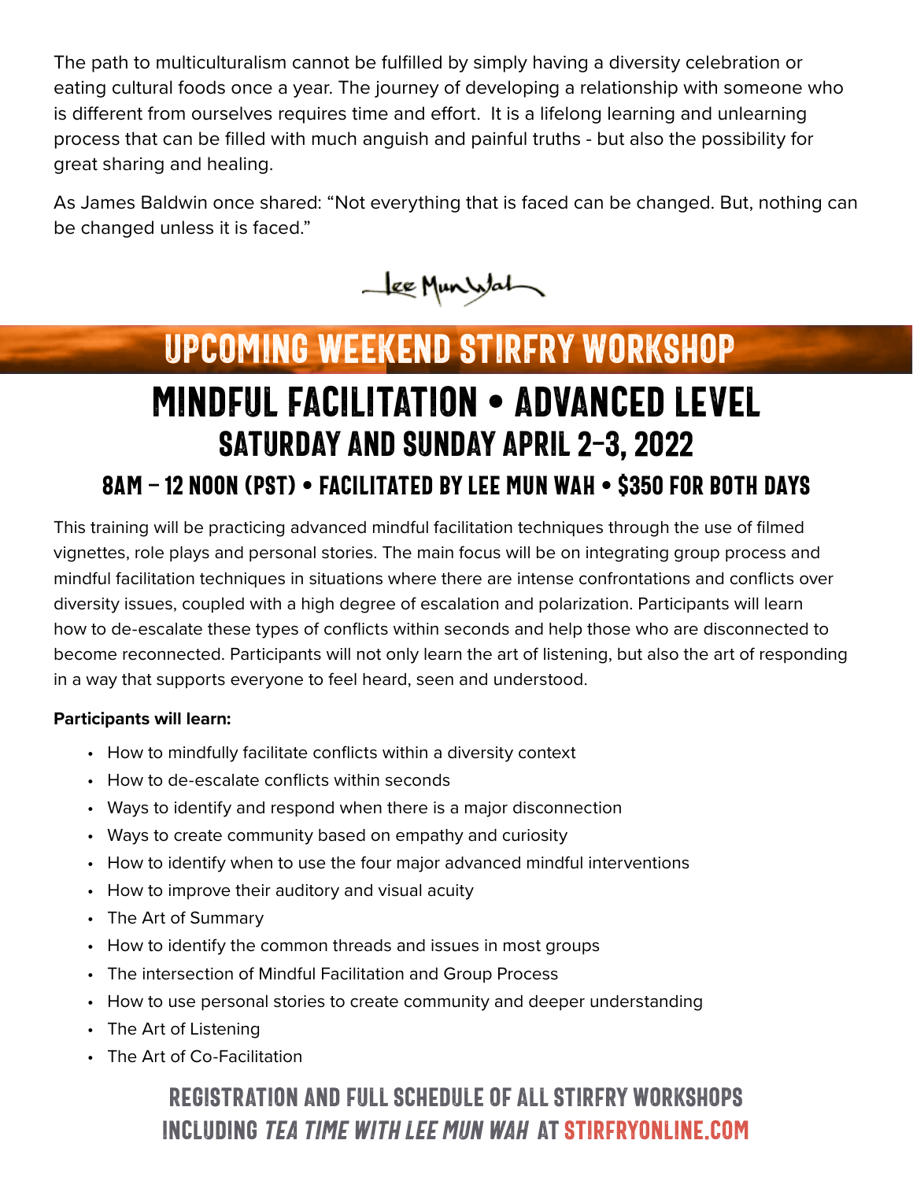The path to multiculturalism cannot be fulfilled by simply having a diversity celebration or eating cultural foods once a year. The journey of developing a relationship with someone who is different from ourselves requires time and effort. It is a lifelong learning and unlearning process that can be filled with much anguish and painful truths - but also the possibility for great sharing and healing.

As James Baldwin once shared: "Not everything that is faced can be changed. But, nothing can be changed unless it is faced."

Lee Mun Wah

## UPCOMING WEEKEND STIRFRY WORKSHOP

# MINDFUL FACILITATION • ADVANCED LEVEL

## SATURDAY AND SUNDAY APRIL 2-3, 2022

### 8AM – 12 NOON (PST) • FACILITATED BY LEE MUN WAH • $350 FOR BOTH DAYS

This training will be practicing advanced mindful facilitation techniques through the use of filmed vignettes, role plays and personal stories. The main focus will be on integrating group process and mindful facilitation techniques in situations where there are intense confrontations and conflicts over diversity issues, coupled with a high degree of escalation and polarization. Participants will learn how to de-escalate these types of conflicts within seconds and help those who are disconnected to become reconnected. Participants will not only learn the art of listening, but also the art of responding in a way that supports everyone to feel heard, seen and understood.

**Participants will learn:**

- How to mindfully facilitate conflicts within a diversity context
- How to de-escalate conflicts within seconds
- Ways to identify and respond when there is a major disconnection
- Ways to create community based on empathy and curiosity
- How to identify when to use the four major advanced mindful interventions
- How to improve their auditory and visual acuity
- The Art of Summary
- How to identify the common threads and issues in most groups
- The intersection of Mindful Facilitation and Group Process
- How to use personal stories to create community and deeper understanding
- The Art of Listening
- The Art of Co-Facilitation

## REGISTRATION AND FULL SCHEDULE OF ALL STIRFRY WORKSHOPS INCLUDING *TEA TIME WITH LEE MUN WAH* AT STIRFRYONLINE.COM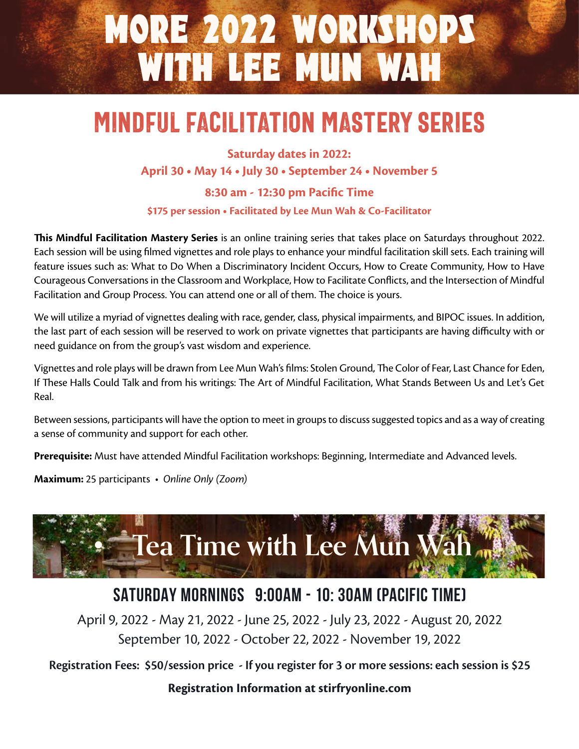# MORE 2022 WORKSHOPS WITH LEE MUN WAH

## MINDFUL FACILITATION MASTERY SERIES

**Saturday dates in 2022:**

**April 30 • May 14 • July 30 • September 24 • November 5**

**8:30 am - 12:30 pm Pacific Time**

**$175 per session • Facilitated by Lee Mun Wah & Co-Facilitator**

**This Mindful Facilitation Mastery Series** is an online training series that takes place on Saturdays throughout 2022. Each session will be using filmed vignettes and role plays to enhance your mindful facilitation skill sets. Each training will feature issues such as: What to Do When a Discriminatory Incident Occurs, How to Create Community, How to Have Courageous Conversations in the Classroom and Workplace, How to Facilitate Conflicts, and the Intersection of Mindful Facilitation and Group Process. You can attend one or all of them. The choice is yours.

We will utilize a myriad of vignettes dealing with race, gender, class, physical impairments, and BIPOC issues. In addition, the last part of each session will be reserved to work on private vignettes that participants are having difficulty with or need guidance on from the group's vast wisdom and experience.

Vignettes and role plays will be drawn from Lee Mun Wah's films: Stolen Ground, The Color of Fear, Last Chance for Eden, If These Halls Could Talk and from his writings: The Art of Mindful Facilitation, What Stands Between Us and Let's Get Real.

Between sessions, participants will have the option to meet in groups to discuss suggested topics and as a way of creating a sense of community and support for each other.

**Prerequisite:** Must have attended Mindful Facilitation workshops: Beginning, Intermediate and Advanced levels.

**Maximum:** 25 participants • *Online Only (Zoom)*

## • Tea Time with Lee Mun Wah

### SATURDAY MORNINGS 9:00AM - 10: 30AM (PACIFIC TIME)

April 9, 2022 - May 21, 2022 - June 25, 2022 - July 23, 2022 - August 20, 2022
September 10, 2022 - October 22, 2022 - November 19, 2022

**Registration Fees: $50/session price - If you register for 3 or more sessions: each session is $25**

**Registration Information at stirfryonline.com**